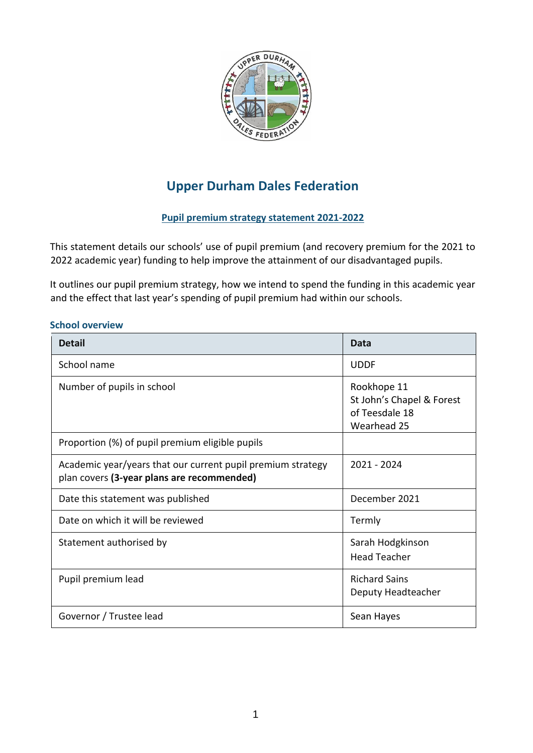# Upper Durham Dales Federation

## Pupil premium strategy statement 2021-2022

This statement details our schools' use of pupil premium (and recovery premium for the 2021 to 2022 academic year) funding to help improve the attainment of our disadvantaged pupils.

It outlines our pupil premium strategy, how we intend to spend the funding in this academic year and the effect that last year's spending of pupil premium had within our schools.

### School overview

| Detail | Data |
|---|---|
| School name | UDDF |
| Number of pupils in school | Rookhope 11<br>St John's Chapel & Forest of Teesdale 18<br>Wearhead 25 |
| Proportion (%) of pupil premium eligible pupils | |
| Academic year/years that our current pupil premium strategy plan covers **(3-year plans are recommended)** | 2021 - 2024 |
| Date this statement was published | December 2021 |
| Date on which it will be reviewed | Termly |
| Statement authorised by | Sarah Hodgkinson<br>Head Teacher |
| Pupil premium lead | Richard Sains<br>Deputy Headteacher |
| Governor / Trustee lead | Sean Hayes |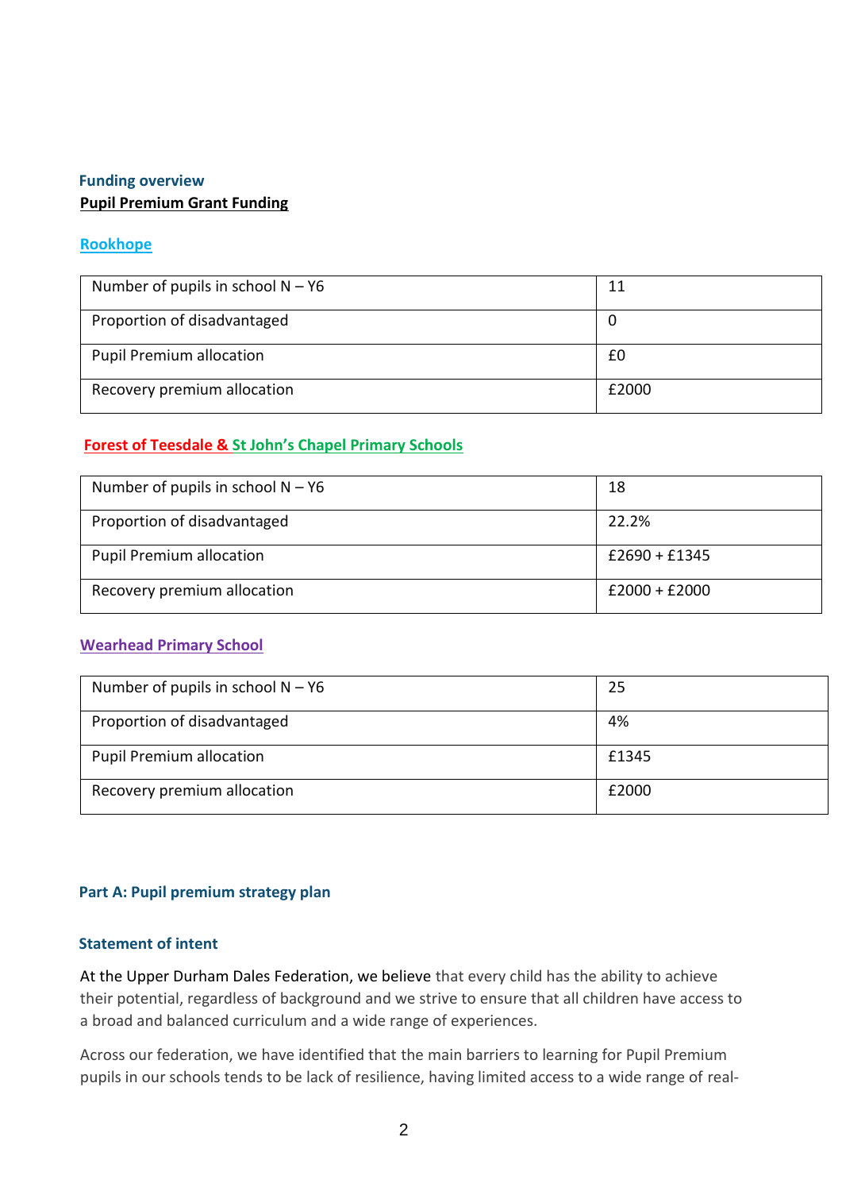### Funding overview

**Pupil Premium Grant Funding**

**Rookhope**

| Number of pupils in school N – Y6 | 11 |
|---|---|
| Proportion of disadvantaged | 0 |
| Pupil Premium allocation | £0 |
| Recovery premium allocation | £2000 |

**Forest of Teesdale & St John's Chapel Primary Schools**

| Number of pupils in school N – Y6 | 18 |
|---|---|
| Proportion of disadvantaged | 22.2% |
| Pupil Premium allocation | £2690 + £1345 |
| Recovery premium allocation | £2000 + £2000 |

**Wearhead Primary School**

| Number of pupils in school N – Y6 | 25 |
|---|---|
| Proportion of disadvantaged | 4% |
| Pupil Premium allocation | £1345 |
| Recovery premium allocation | £2000 |

## Part A: Pupil premium strategy plan

### Statement of intent

At the Upper Durham Dales Federation, we believe that every child has the ability to achieve their potential, regardless of background and we strive to ensure that all children have access to a broad and balanced curriculum and a wide range of experiences.

Across our federation, we have identified that the main barriers to learning for Pupil Premium pupils in our schools tends to be lack of resilience, having limited access to a wide range of real-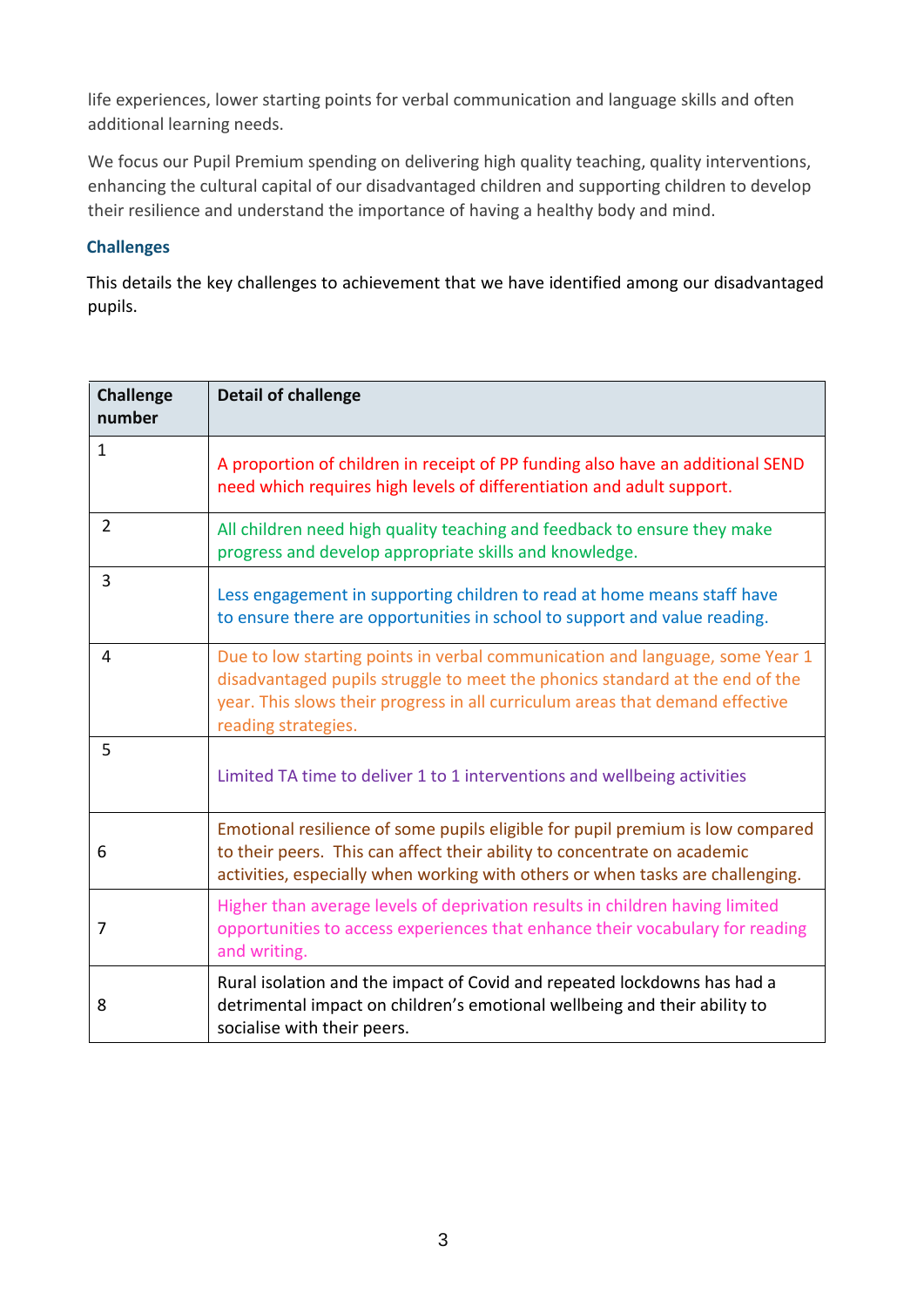life experiences, lower starting points for verbal communication and language skills and often additional learning needs.

We focus our Pupil Premium spending on delivering high quality teaching, quality interventions, enhancing the cultural capital of our disadvantaged children and supporting children to develop their resilience and understand the importance of having a healthy body and mind.

### Challenges

This details the key challenges to achievement that we have identified among our disadvantaged pupils.

| Challenge number | Detail of challenge |
|---|---|
| 1 | A proportion of children in receipt of PP funding also have an additional SEND need which requires high levels of differentiation and adult support. |
| 2 | All children need high quality teaching and feedback to ensure they make progress and develop appropriate skills and knowledge. |
| 3 | Less engagement in supporting children to read at home means staff have to ensure there are opportunities in school to support and value reading. |
| 4 | Due to low starting points in verbal communication and language, some Year 1 disadvantaged pupils struggle to meet the phonics standard at the end of the year. This slows their progress in all curriculum areas that demand effective reading strategies. |
| 5 | Limited TA time to deliver 1 to 1 interventions and wellbeing activities |
| 6 | Emotional resilience of some pupils eligible for pupil premium is low compared to their peers. This can affect their ability to concentrate on academic activities, especially when working with others or when tasks are challenging. |
| 7 | Higher than average levels of deprivation results in children having limited opportunities to access experiences that enhance their vocabulary for reading and writing. |
| 8 | Rural isolation and the impact of Covid and repeated lockdowns has had a detrimental impact on children's emotional wellbeing and their ability to socialise with their peers. |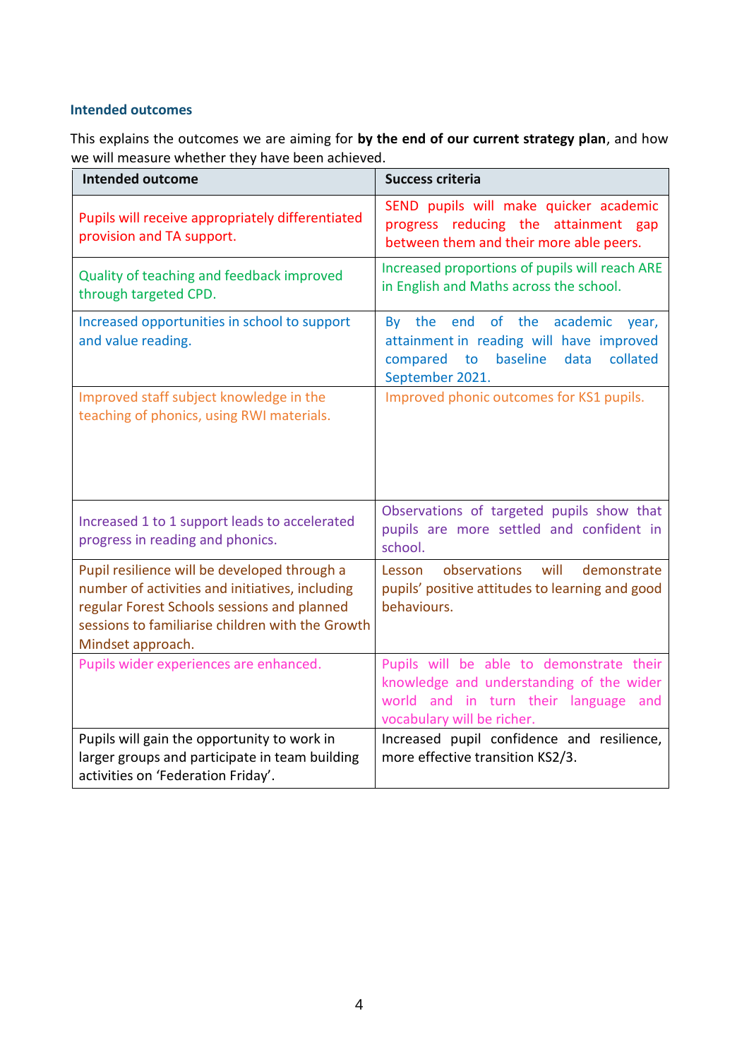### Intended outcomes

This explains the outcomes we are aiming for **by the end of our current strategy plan**, and how we will measure whether they have been achieved.

| Intended outcome | Success criteria |
|---|---|
| Pupils will receive appropriately differentiated provision and TA support. | SEND pupils will make quicker academic progress reducing the attainment gap between them and their more able peers. |
| Quality of teaching and feedback improved through targeted CPD. | Increased proportions of pupils will reach ARE in English and Maths across the school. |
| Increased opportunities in school to support and value reading. | By the end of the academic year, attainment in reading will have improved compared to baseline data collated September 2021. |
| Improved staff subject knowledge in the teaching of phonics, using RWI materials. | Improved phonic outcomes for KS1 pupils. |
| Increased 1 to 1 support leads to accelerated progress in reading and phonics. | Observations of targeted pupils show that pupils are more settled and confident in school. |
| Pupil resilience will be developed through a number of activities and initiatives, including regular Forest Schools sessions and planned sessions to familiarise children with the Growth Mindset approach. | Lesson observations will demonstrate pupils' positive attitudes to learning and good behaviours. |
| Pupils wider experiences are enhanced. | Pupils will be able to demonstrate their knowledge and understanding of the wider world and in turn their language and vocabulary will be richer. |
| Pupils will gain the opportunity to work in larger groups and participate in team building activities on 'Federation Friday'. | Increased pupil confidence and resilience, more effective transition KS2/3. |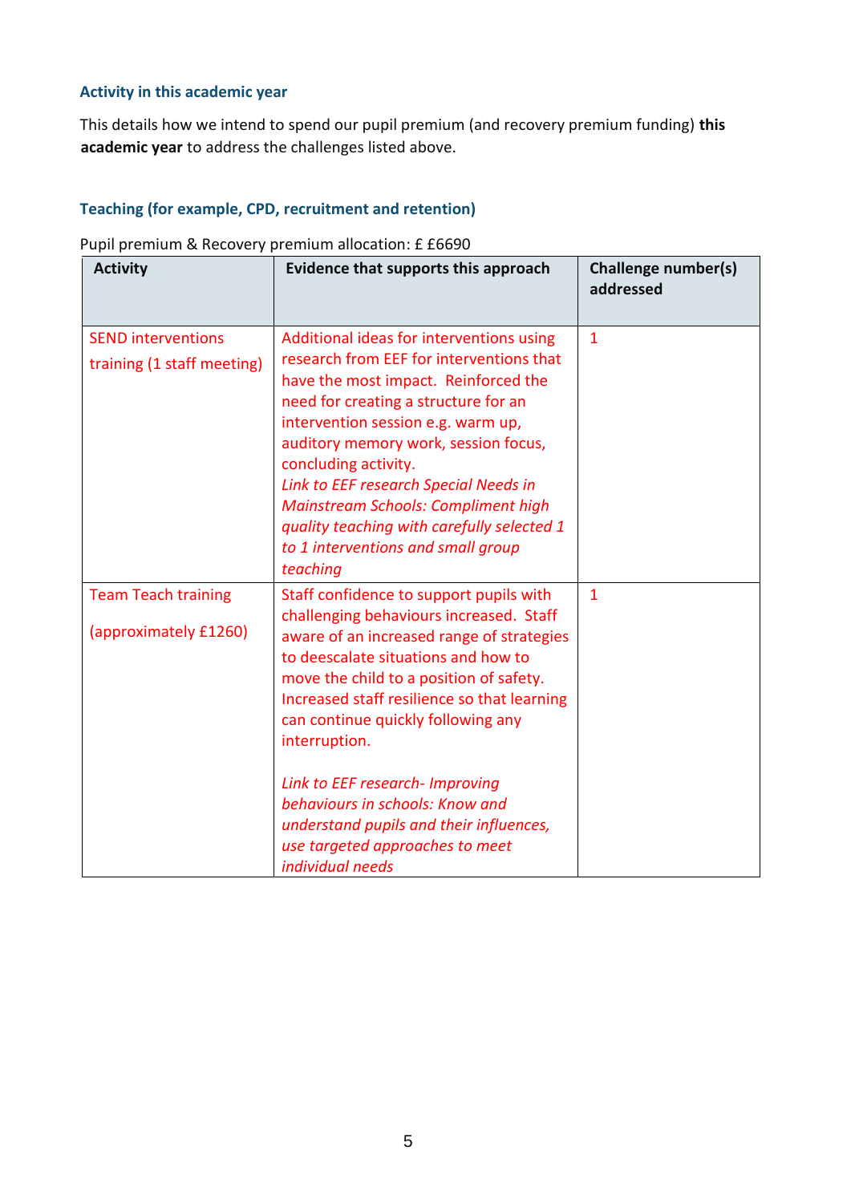### Activity in this academic year

This details how we intend to spend our pupil premium (and recovery premium funding) **this academic year** to address the challenges listed above.

### Teaching (for example, CPD, recruitment and retention)

Pupil premium & Recovery premium allocation: £ £6690

| Activity | Evidence that supports this approach | Challenge number(s) addressed |
|---|---|---|
| SEND interventions training (1 staff meeting) | Additional ideas for interventions using research from EEF for interventions that have the most impact. Reinforced the need for creating a structure for an intervention session e.g. warm up, auditory memory work, session focus, concluding activity.<br>*Link to EEF research Special Needs in Mainstream Schools: Compliment high quality teaching with carefully selected 1 to 1 interventions and small group teaching* | 1 |
| Team Teach training<br><br>(approximately £1260) | Staff confidence to support pupils with challenging behaviours increased. Staff aware of an increased range of strategies to deescalate situations and how to move the child to a position of safety. Increased staff resilience so that learning can continue quickly following any interruption.<br><br>*Link to EEF research- Improving behaviours in schools: Know and understand pupils and their influences, use targeted approaches to meet individual needs* | 1 |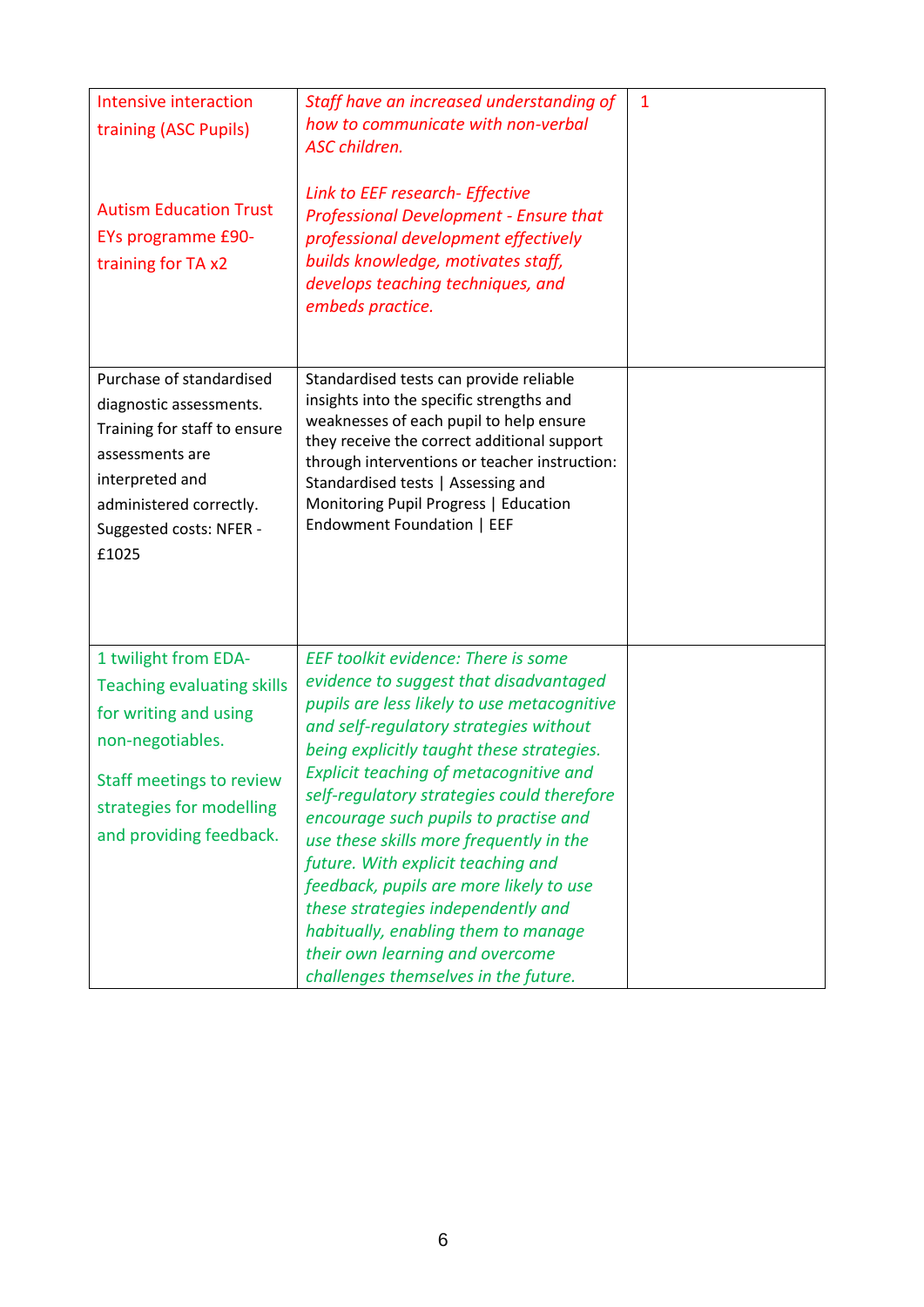| | | |
|---|---|---|
| Intensive interaction training (ASC Pupils)<br><br>Autism Education Trust EYs programme £90- training for TA x2 | *Staff have an increased understanding of how to communicate with non-verbal ASC children.*<br><br>*Link to EEF research- Effective Professional Development - Ensure that professional development effectively builds knowledge, motivates staff, develops teaching techniques, and embeds practice.* | 1 |
| Purchase of standardised diagnostic assessments. Training for staff to ensure assessments are interpreted and administered correctly. Suggested costs: NFER - £1025 | Standardised tests can provide reliable insights into the specific strengths and weaknesses of each pupil to help ensure they receive the correct additional support through interventions or teacher instruction: Standardised tests \| Assessing and Monitoring Pupil Progress \| Education Endowment Foundation \| EEF | |
| 1 twilight from EDA- Teaching evaluating skills for writing and using non-negotiables.<br><br>Staff meetings to review strategies for modelling and providing feedback. | *EEF toolkit evidence: There is some evidence to suggest that disadvantaged pupils are less likely to use metacognitive and self-regulatory strategies without being explicitly taught these strategies. Explicit teaching of metacognitive and self-regulatory strategies could therefore encourage such pupils to practise and use these skills more frequently in the future. With explicit teaching and feedback, pupils are more likely to use these strategies independently and habitually, enabling them to manage their own learning and overcome challenges themselves in the future.* | |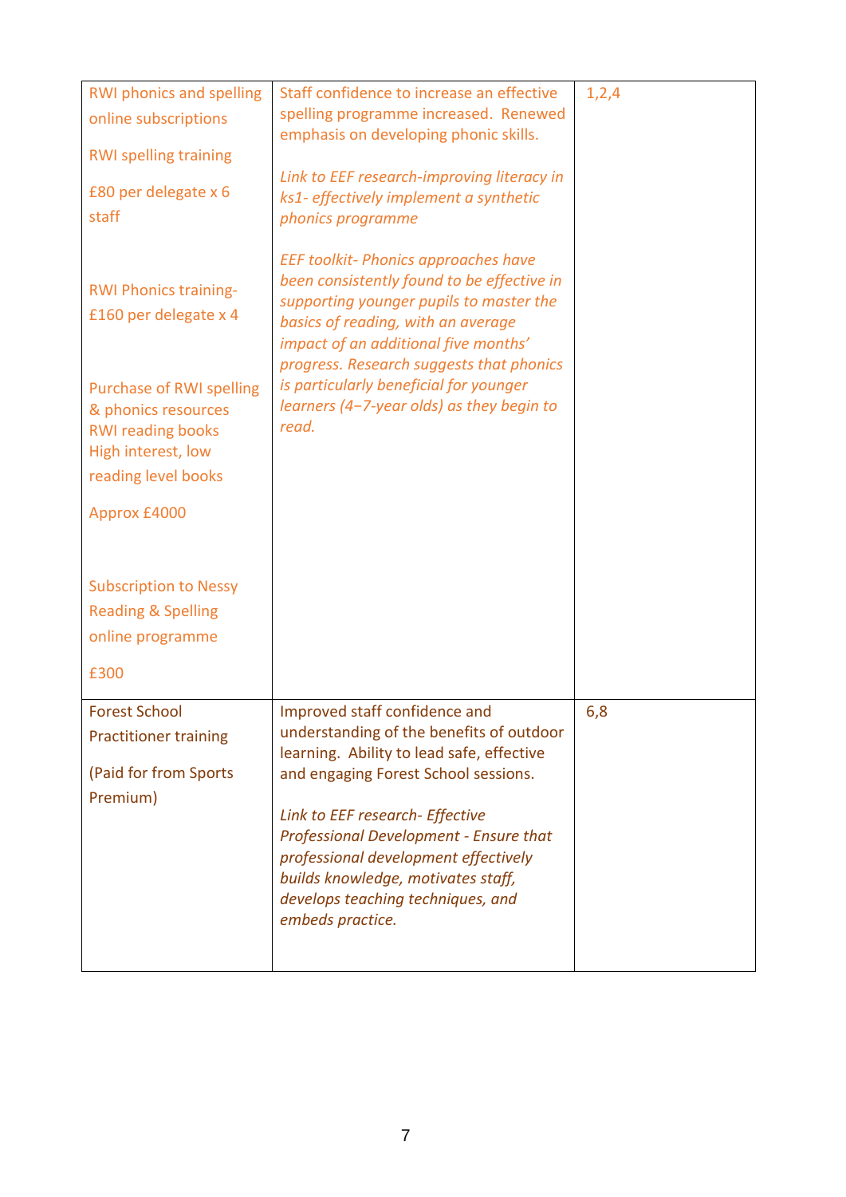| | | |
|---|---|---|
| RWI phonics and spelling online subscriptions<br><br>RWI spelling training<br><br>£80 per delegate x 6 staff<br><br>RWI Phonics training- £160 per delegate x 4<br><br>Purchase of RWI spelling & phonics resources RWI reading books High interest, low reading level books<br><br>Approx £4000<br><br>Subscription to Nessy Reading & Spelling online programme<br><br>£300 | Staff confidence to increase an effective spelling programme increased. Renewed emphasis on developing phonic skills.<br><br>*Link to EEF research-improving literacy in ks1- effectively implement a synthetic phonics programme*<br><br>*EEF toolkit- Phonics approaches have been consistently found to be effective in supporting younger pupils to master the basics of reading, with an average impact of an additional five months' progress. Research suggests that phonics is particularly beneficial for younger learners (4−7-year olds) as they begin to read.* | 1,2,4 |
| Forest School Practitioner training<br><br>(Paid for from Sports Premium) | Improved staff confidence and understanding of the benefits of outdoor learning. Ability to lead safe, effective and engaging Forest School sessions.<br><br>*Link to EEF research- Effective Professional Development - Ensure that professional development effectively builds knowledge, motivates staff, develops teaching techniques, and embeds practice.* | 6,8 |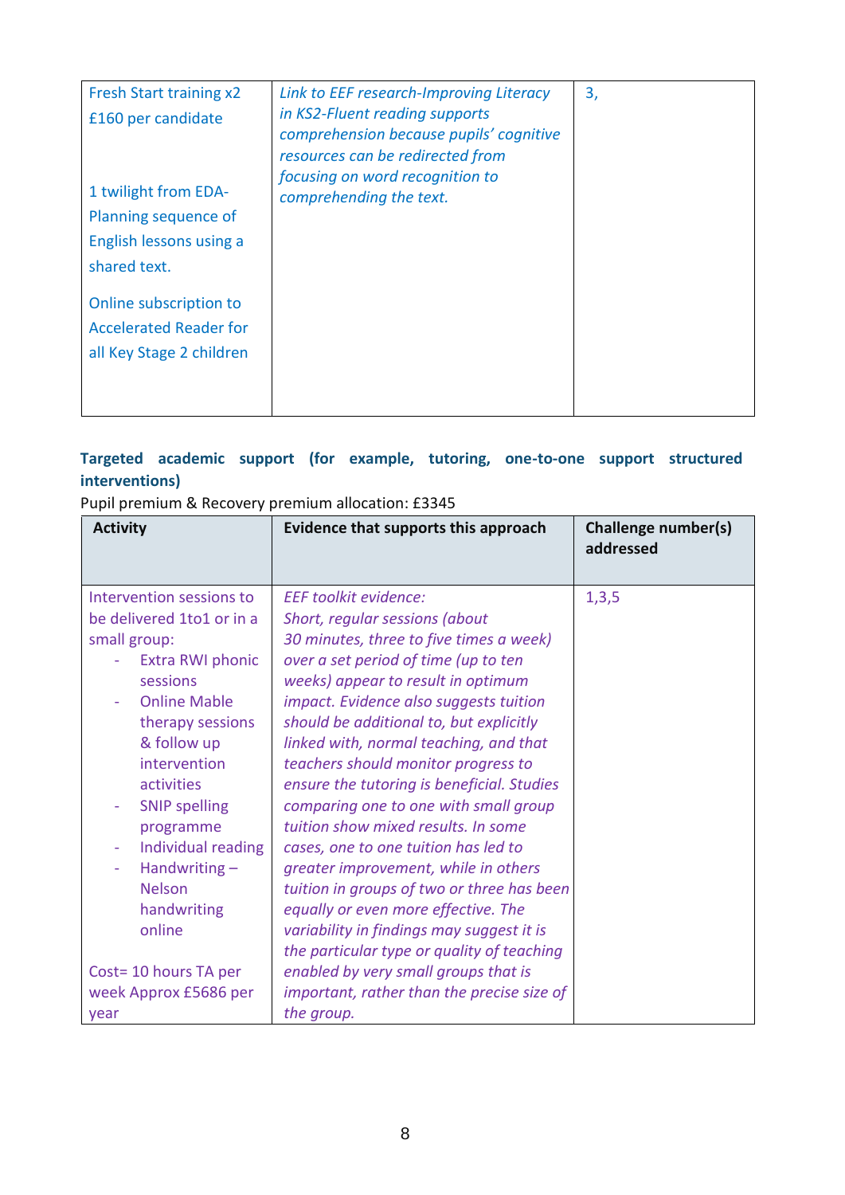| | | |
|---|---|---|
| Fresh Start training x2 £160 per candidate<br><br>1 twilight from EDA- Planning sequence of English lessons using a shared text.<br><br>Online subscription to Accelerated Reader for all Key Stage 2 children | *Link to EEF research-Improving Literacy in KS2-Fluent reading supports comprehension because pupils' cognitive resources can be redirected from focusing on word recognition to comprehending the text.* | 3, |

**Targeted academic support (for example, tutoring, one-to-one support structured interventions)**

Pupil premium & Recovery premium allocation: £3345

| Activity | Evidence that supports this approach | Challenge number(s) addressed |
|---|---|---|
| Intervention sessions to be delivered 1to1 or in a small group:<br>- Extra RWI phonic sessions<br>- Online Mable therapy sessions & follow up intervention activities<br>- SNIP spelling programme<br>- Individual reading<br>- Handwriting – Nelson handwriting online<br><br>Cost= 10 hours TA per week Approx £5686 per year | *EEF toolkit evidence: Short, regular sessions (about 30 minutes, three to five times a week) over a set period of time (up to ten weeks) appear to result in optimum impact. Evidence also suggests tuition should be additional to, but explicitly linked with, normal teaching, and that teachers should monitor progress to ensure the tutoring is beneficial. Studies comparing one to one with small group tuition show mixed results. In some cases, one to one tuition has led to greater improvement, while in others tuition in groups of two or three has been equally or even more effective. The variability in findings may suggest it is the particular type or quality of teaching enabled by very small groups that is important, rather than the precise size of the group.* | 1,3,5 |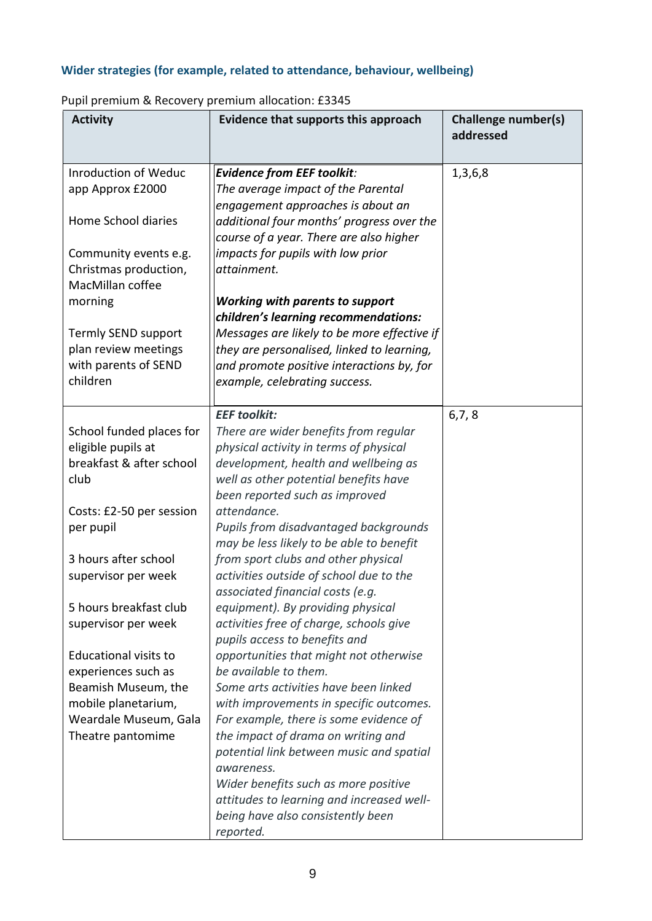### Wider strategies (for example, related to attendance, behaviour, wellbeing)

Pupil premium & Recovery premium allocation: £3345

| Activity | Evidence that supports this approach | Challenge number(s) addressed |
|---|---|---|
| Inroduction of Weduc app Approx £2000<br><br>Home School diaries<br><br>Community events e.g. Christmas production, MacMillan coffee morning<br><br>Termly SEND support plan review meetings with parents of SEND children | ***Evidence from EEF toolkit****:*<br>*The average impact of the Parental engagement approaches is about an additional four months' progress over the course of a year. There are also higher impacts for pupils with low prior attainment.*<br><br>***Working with parents to support children's learning recommendations:***<br>*Messages are likely to be more effective if they are personalised, linked to learning, and promote positive interactions by, for example, celebrating success.* | 1,3,6,8 |
| School funded places for eligible pupils at breakfast & after school club<br><br>Costs: £2-50 per session per pupil<br><br>3 hours after school supervisor per week<br><br>5 hours breakfast club supervisor per week<br><br>Educational visits to experiences such as Beamish Museum, the mobile planetarium, Weardale Museum, Gala Theatre pantomime | ***EEF toolkit:***<br>*There are wider benefits from regular physical activity in terms of physical development, health and wellbeing as well as other potential benefits have been reported such as improved attendance.*<br>*Pupils from disadvantaged backgrounds may be less likely to be able to benefit from sport clubs and other physical activities outside of school due to the associated financial costs (e.g. equipment). By providing physical activities free of charge, schools give pupils access to benefits and opportunities that might not otherwise be available to them.*<br>*Some arts activities have been linked with improvements in specific outcomes. For example, there is some evidence of the impact of drama on writing and potential link between music and spatial awareness.*<br>*Wider benefits such as more positive attitudes to learning and increased well-being have also consistently been reported.* | 6,7, 8 |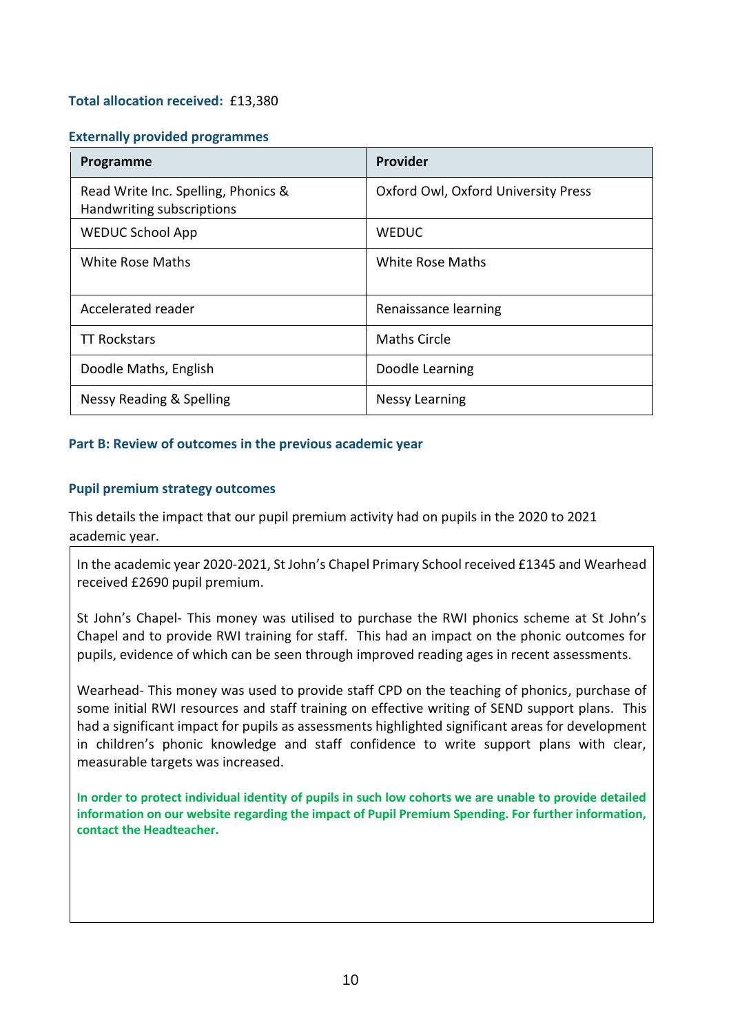**Total allocation received:** £13,380

### Externally provided programmes

| Programme | Provider |
|---|---|
| Read Write Inc. Spelling, Phonics & Handwriting subscriptions | Oxford Owl, Oxford University Press |
| WEDUC School App | WEDUC |
| White Rose Maths | White Rose Maths |
| Accelerated reader | Renaissance learning |
| TT Rockstars | Maths Circle |
| Doodle Maths, English | Doodle Learning |
| Nessy Reading & Spelling | Nessy Learning |

## Part B: Review of outcomes in the previous academic year

### Pupil premium strategy outcomes

This details the impact that our pupil premium activity had on pupils in the 2020 to 2021 academic year.

In the academic year 2020-2021, St John's Chapel Primary School received £1345 and Wearhead received £2690 pupil premium.

St John's Chapel- This money was utilised to purchase the RWI phonics scheme at St John's Chapel and to provide RWI training for staff. This had an impact on the phonic outcomes for pupils, evidence of which can be seen through improved reading ages in recent assessments.

Wearhead- This money was used to provide staff CPD on the teaching of phonics, purchase of some initial RWI resources and staff training on effective writing of SEND support plans. This had a significant impact for pupils as assessments highlighted significant areas for development in children's phonic knowledge and staff confidence to write support plans with clear, measurable targets was increased.

**In order to protect individual identity of pupils in such low cohorts we are unable to provide detailed information on our website regarding the impact of Pupil Premium Spending. For further information, contact the Headteacher.**